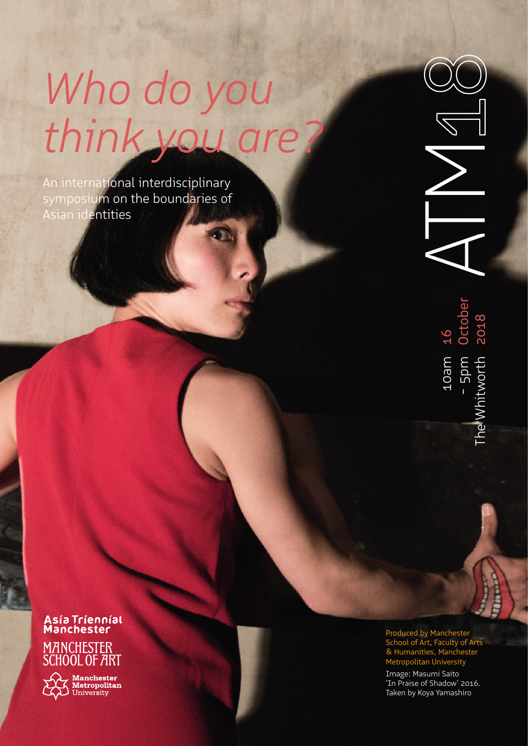# *Who do you think you are?*

An international interdisciplinary symposium on the boundaries of Asian identities

ATM18

10am – 5pm
16 October 2018
The Whitworth

Asia Triennial Manchester

Manchester School of Art

Manchester Metropolitan University

Produced by Manchester School of Art, Faculty of Arts & Humanities, Manchester Metropolitan University

Image: Masumi Saito 'In Praise of Shadow' 2016. Taken by Koya Yamashiro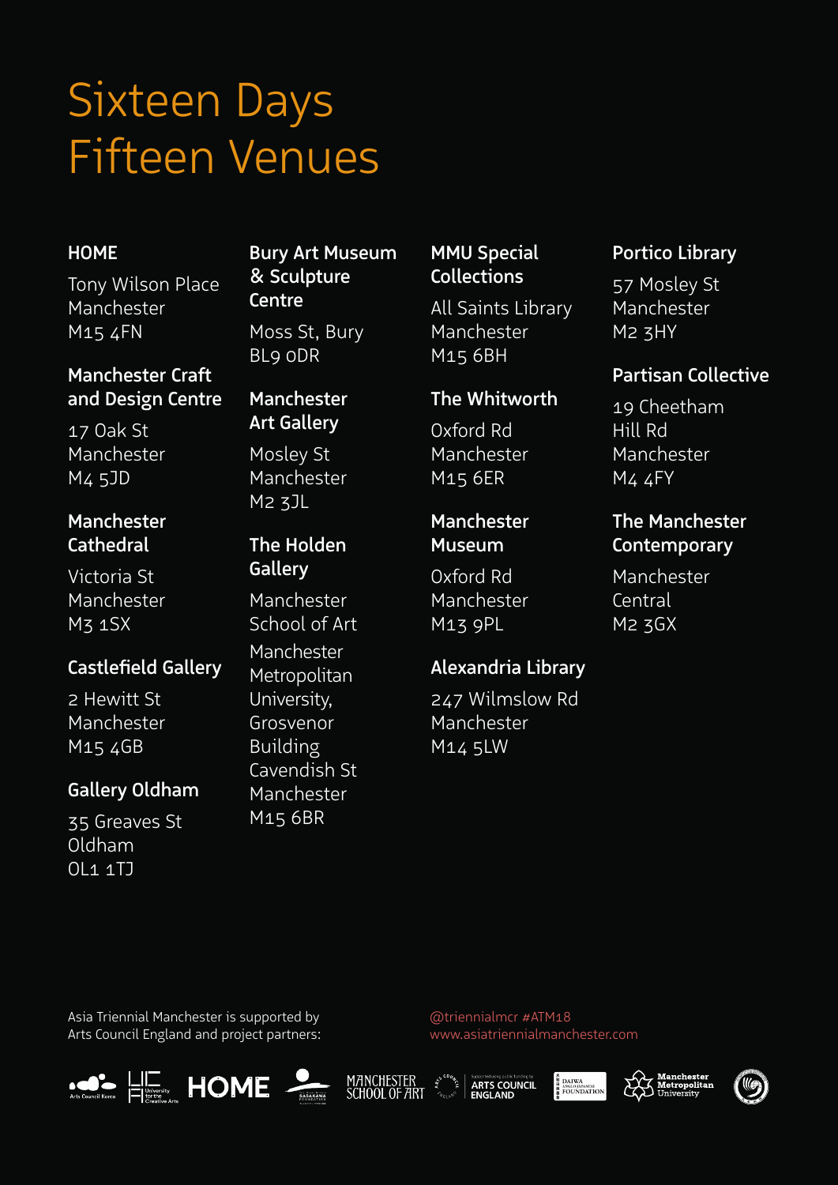# Sixteen Days
# Fifteen Venues

**HOME**

Tony Wilson Place
Manchester
M15 4FN

**Manchester Craft and Design Centre**

17 Oak St
Manchester
M4 5JD

**Manchester Cathedral**

Victoria St
Manchester
M3 1SX

**Castlefield Gallery**

2 Hewitt St
Manchester
M15 4GB

**Gallery Oldham**

35 Greaves St
Oldham
OL1 1TJ

**Bury Art Museum & Sculpture Centre**

Moss St, Bury
BL9 0DR

**Manchester Art Gallery**

Mosley St
Manchester
M2 3JL

**The Holden Gallery**

Manchester
School of Art
Manchester
Metropolitan
University,
Grosvenor
Building
Cavendish St
Manchester
M15 6BR

**MMU Special Collections**

All Saints Library
Manchester
M15 6BH

**The Whitworth**

Oxford Rd
Manchester
M15 6ER

**Manchester Museum**

Oxford Rd
Manchester
M13 9PL

**Alexandria Library**

247 Wilmslow Rd
Manchester
M14 5LW

**Portico Library**

57 Mosley St
Manchester
M2 3HY

**Partisan Collective**

19 Cheetham
Hill Rd
Manchester
M4 4FY

**The Manchester Contemporary**

Manchester
Central
M2 3GX

Asia Triennial Manchester is supported by
Arts Council England and project partners:

@triennialmcr #ATM18
www.asiatriennialmanchester.com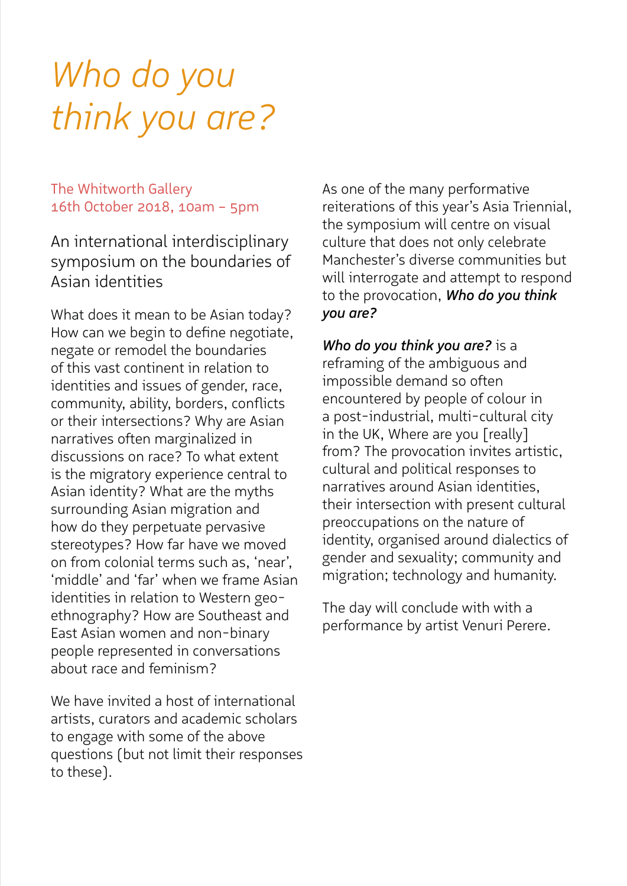# *Who do you think you are?*

The Whitworth Gallery
16th October 2018, 10am – 5pm

## An international interdisciplinary symposium on the boundaries of Asian identities

What does it mean to be Asian today? How can we begin to define negotiate, negate or remodel the boundaries of this vast continent in relation to identities and issues of gender, race, community, ability, borders, conflicts or their intersections? Why are Asian narratives often marginalized in discussions on race? To what extent is the migratory experience central to Asian identity? What are the myths surrounding Asian migration and how do they perpetuate pervasive stereotypes? How far have we moved on from colonial terms such as, 'near', 'middle' and 'far' when we frame Asian identities in relation to Western geo-ethnography? How are Southeast and East Asian women and non-binary people represented in conversations about race and feminism?

We have invited a host of international artists, curators and academic scholars to engage with some of the above questions (but not limit their responses to these).

As one of the many performative reiterations of this year's Asia Triennial, the symposium will centre on visual culture that does not only celebrate Manchester's diverse communities but will interrogate and attempt to respond to the provocation, ***Who do you think you are?***

***Who do you think you are?*** is a reframing of the ambiguous and impossible demand so often encountered by people of colour in a post-industrial, multi-cultural city in the UK, Where are you [really] from? The provocation invites artistic, cultural and political responses to narratives around Asian identities, their intersection with present cultural preoccupations on the nature of identity, organised around dialectics of gender and sexuality; community and migration; technology and humanity.

The day will conclude with with a performance by artist Venuri Perere.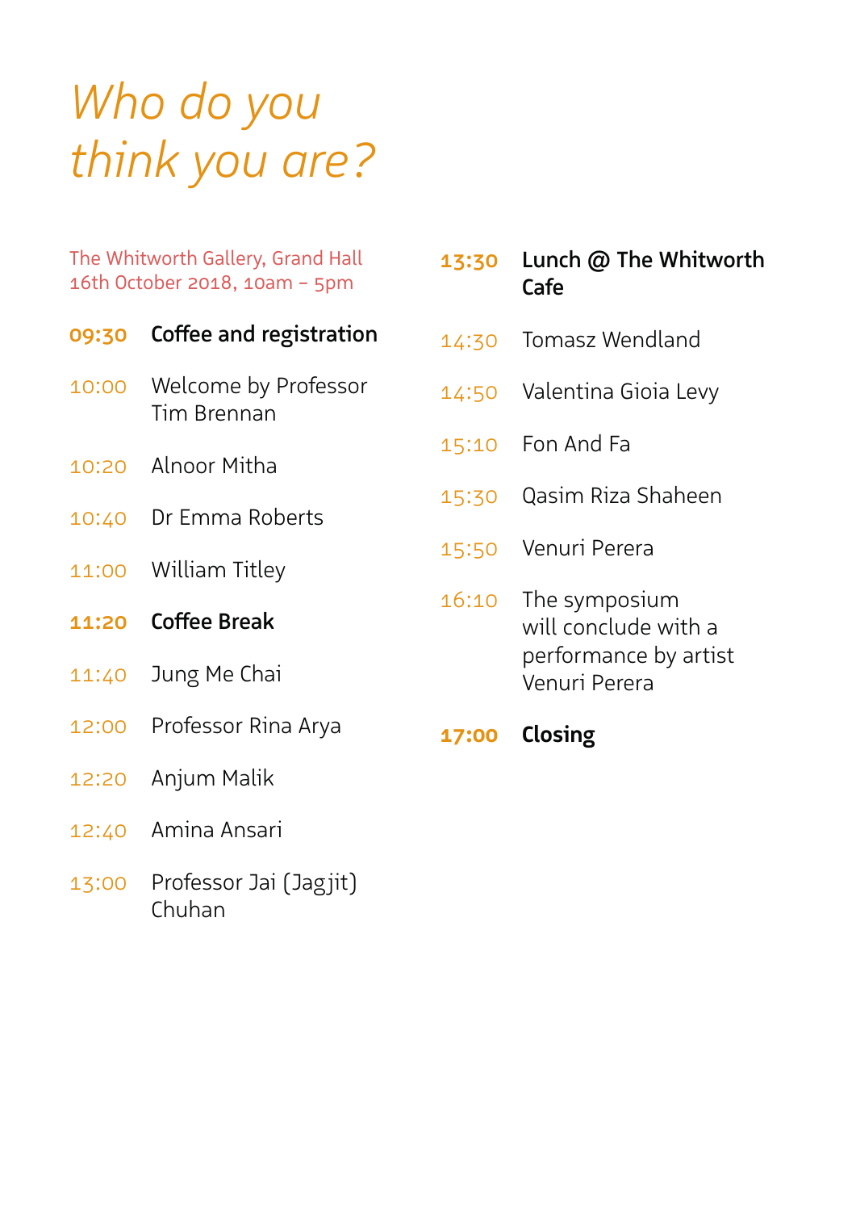# *Who do you think you are?*

The Whitworth Gallery, Grand Hall
16th October 2018, 10am – 5pm

**09:30** **Coffee and registration**

10:00 Welcome by Professor Tim Brennan

10:20 Alnoor Mitha

10:40 Dr Emma Roberts

11:00 William Titley

**11:20** **Coffee Break**

11:40 Jung Me Chai

12:00 Professor Rina Arya

12:20 Anjum Malik

12:40 Amina Ansari

13:00 Professor Jai (Jagjit) Chuhan

**13:30** **Lunch @ The Whitworth Cafe**

14:30 Tomasz Wendland

14:50 Valentina Gioia Levy

15:10 Fon And Fa

15:30 Qasim Riza Shaheen

15:50 Venuri Perera

16:10 The symposium will conclude with a performance by artist Venuri Perera

**17:00** **Closing**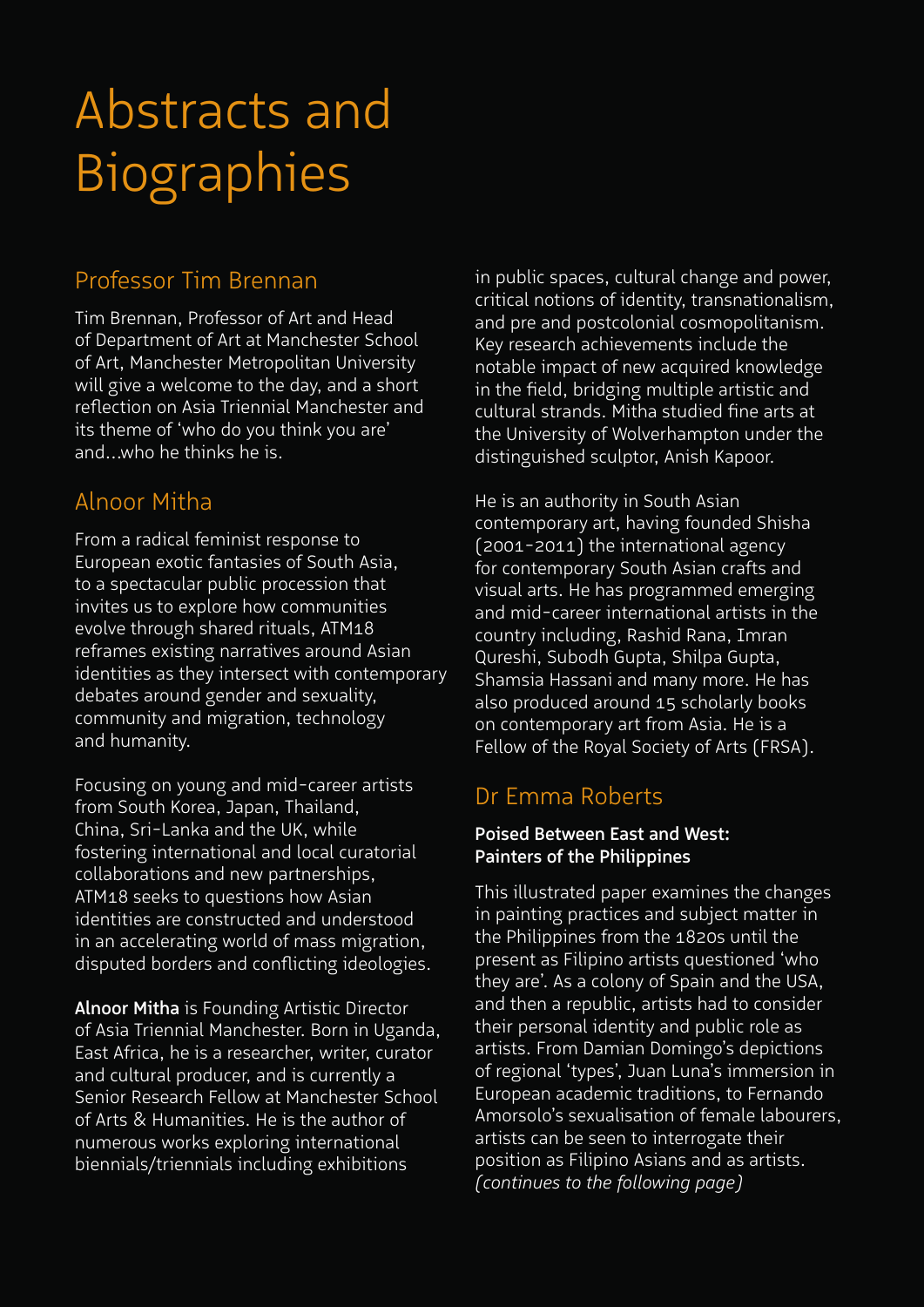# Abstracts and Biographies

## Professor Tim Brennan

Tim Brennan, Professor of Art and Head of Department of Art at Manchester School of Art, Manchester Metropolitan University will give a welcome to the day, and a short reflection on Asia Triennial Manchester and its theme of 'who do you think you are' and…who he thinks he is.

## Alnoor Mitha

From a radical feminist response to European exotic fantasies of South Asia, to a spectacular public procession that invites us to explore how communities evolve through shared rituals, ATM18 reframes existing narratives around Asian identities as they intersect with contemporary debates around gender and sexuality, community and migration, technology and humanity.

Focusing on young and mid-career artists from South Korea, Japan, Thailand, China, Sri-Lanka and the UK, while fostering international and local curatorial collaborations and new partnerships, ATM18 seeks to questions how Asian identities are constructed and understood in an accelerating world of mass migration, disputed borders and conflicting ideologies.

**Alnoor Mitha** is Founding Artistic Director of Asia Triennial Manchester. Born in Uganda, East Africa, he is a researcher, writer, curator and cultural producer, and is currently a Senior Research Fellow at Manchester School of Arts & Humanities. He is the author of numerous works exploring international biennials/triennials including exhibitions in public spaces, cultural change and power, critical notions of identity, transnationalism, and pre and postcolonial cosmopolitanism. Key research achievements include the notable impact of new acquired knowledge in the field, bridging multiple artistic and cultural strands. Mitha studied fine arts at the University of Wolverhampton under the distinguished sculptor, Anish Kapoor.

He is an authority in South Asian contemporary art, having founded Shisha (2001-2011) the international agency for contemporary South Asian crafts and visual arts. He has programmed emerging and mid-career international artists in the country including, Rashid Rana, Imran Qureshi, Subodh Gupta, Shilpa Gupta, Shamsia Hassani and many more. He has also produced around 15 scholarly books on contemporary art from Asia. He is a Fellow of the Royal Society of Arts (FRSA).

## Dr Emma Roberts

**Poised Between East and West: Painters of the Philippines**

This illustrated paper examines the changes in painting practices and subject matter in the Philippines from the 1820s until the present as Filipino artists questioned 'who they are'. As a colony of Spain and the USA, and then a republic, artists had to consider their personal identity and public role as artists. From Damian Domingo's depictions of regional 'types', Juan Luna's immersion in European academic traditions, to Fernando Amorsolo's sexualisation of female labourers, artists can be seen to interrogate their position as Filipino Asians and as artists. *(continues to the following page)*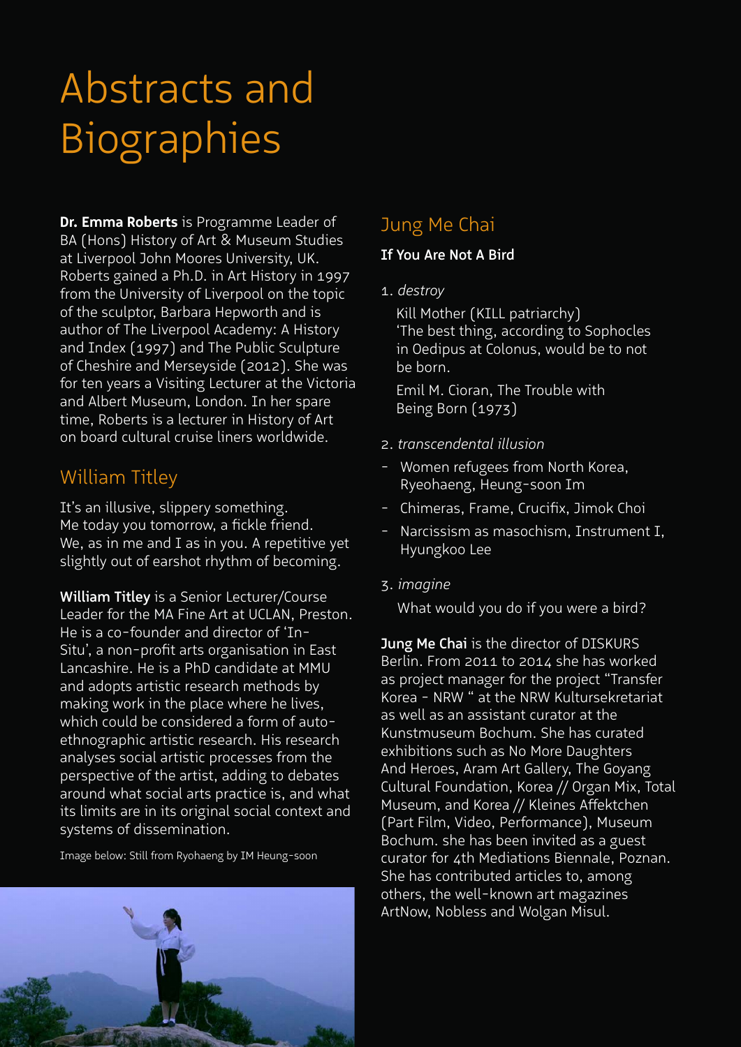# Abstracts and Biographies

**Dr. Emma Roberts** is Programme Leader of BA (Hons) History of Art & Museum Studies at Liverpool John Moores University, UK. Roberts gained a Ph.D. in Art History in 1997 from the University of Liverpool on the topic of the sculptor, Barbara Hepworth and is author of The Liverpool Academy: A History and Index (1997) and The Public Sculpture of Cheshire and Merseyside (2012). She was for ten years a Visiting Lecturer at the Victoria and Albert Museum, London. In her spare time, Roberts is a lecturer in History of Art on board cultural cruise liners worldwide.

## William Titley

It's an illusive, slippery something.
Me today you tomorrow, a fickle friend.
We, as in me and I as in you. A repetitive yet slightly out of earshot rhythm of becoming.

**William Titley** is a Senior Lecturer/Course Leader for the MA Fine Art at UCLAN, Preston. He is a co-founder and director of 'In-Situ', a non-profit arts organisation in East Lancashire. He is a PhD candidate at MMU and adopts artistic research methods by making work in the place where he lives, which could be considered a form of auto-ethnographic artistic research. His research analyses social artistic processes from the perspective of the artist, adding to debates around what social arts practice is, and what its limits are in its original social context and systems of dissemination.

Image below: Still from Ryohaeng by IM Heung-soon

## Jung Me Chai

**If You Are Not A Bird**

1. *destroy*

   Kill Mother (KILL patriarchy)
   'The best thing, according to Sophocles in Oedipus at Colonus, would be to not be born.

   Emil M. Cioran, The Trouble with Being Born (1973)

2. *transcendental illusion*
   - Women refugees from North Korea, Ryeohaeng, Heung-soon Im
   - Chimeras, Frame, Crucifix, Jimok Choi
   - Narcissism as masochism, Instrument I, Hyungkoo Lee

3. *imagine*

   What would you do if you were a bird?

**Jung Me Chai** is the director of DISKURS Berlin. From 2011 to 2014 she has worked as project manager for the project "Transfer Korea - NRW " at the NRW Kultursekretariat as well as an assistant curator at the Kunstmuseum Bochum. She has curated exhibitions such as No More Daughters And Heroes, Aram Art Gallery, The Goyang Cultural Foundation, Korea // Organ Mix, Total Museum, and Korea // Kleines Affektchen (Part Film, Video, Performance), Museum Bochum. she has been invited as a guest curator for 4th Mediations Biennale, Poznan. She has contributed articles to, among others, the well-known art magazines ArtNow, Nobless and Wolgan Misul.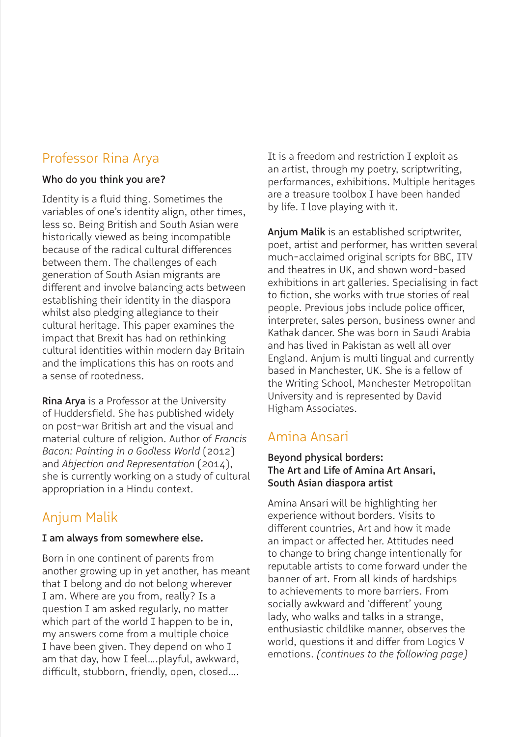## Professor Rina Arya

**Who do you think you are?**

Identity is a fluid thing. Sometimes the variables of one's identity align, other times, less so. Being British and South Asian were historically viewed as being incompatible because of the radical cultural differences between them. The challenges of each generation of South Asian migrants are different and involve balancing acts between establishing their identity in the diaspora whilst also pledging allegiance to their cultural heritage. This paper examines the impact that Brexit has had on rethinking cultural identities within modern day Britain and the implications this has on roots and a sense of rootedness.

**Rina Arya** is a Professor at the University of Huddersfield. She has published widely on post-war British art and the visual and material culture of religion. Author of *Francis Bacon: Painting in a Godless World* (2012) and *Abjection and Representation* (2014), she is currently working on a study of cultural appropriation in a Hindu context.

## Anjum Malik

**I am always from somewhere else.**

Born in one continent of parents from another growing up in yet another, has meant that I belong and do not belong wherever I am. Where are you from, really? Is a question I am asked regularly, no matter which part of the world I happen to be in, my answers come from a multiple choice I have been given. They depend on who I am that day, how I feel….playful, awkward, difficult, stubborn, friendly, open, closed…. It is a freedom and restriction I exploit as an artist, through my poetry, scriptwriting, performances, exhibitions. Multiple heritages are a treasure toolbox I have been handed by life. I love playing with it.

**Anjum Malik** is an established scriptwriter, poet, artist and performer, has written several much-acclaimed original scripts for BBC, ITV and theatres in UK, and shown word-based exhibitions in art galleries. Specialising in fact to fiction, she works with true stories of real people. Previous jobs include police officer, interpreter, sales person, business owner and Kathak dancer. She was born in Saudi Arabia and has lived in Pakistan as well all over England. Anjum is multi lingual and currently based in Manchester, UK. She is a fellow of the Writing School, Manchester Metropolitan University and is represented by David Higham Associates.

## Amina Ansari

**Beyond physical borders: The Art and Life of Amina Art Ansari, South Asian diaspora artist**

Amina Ansari will be highlighting her experience without borders. Visits to different countries, Art and how it made an impact or affected her. Attitudes need to change to bring change intentionally for reputable artists to come forward under the banner of art. From all kinds of hardships to achievements to more barriers. From socially awkward and 'different' young lady, who walks and talks in a strange, enthusiastic childlike manner, observes the world, questions it and differ from Logics V emotions. *(continues to the following page)*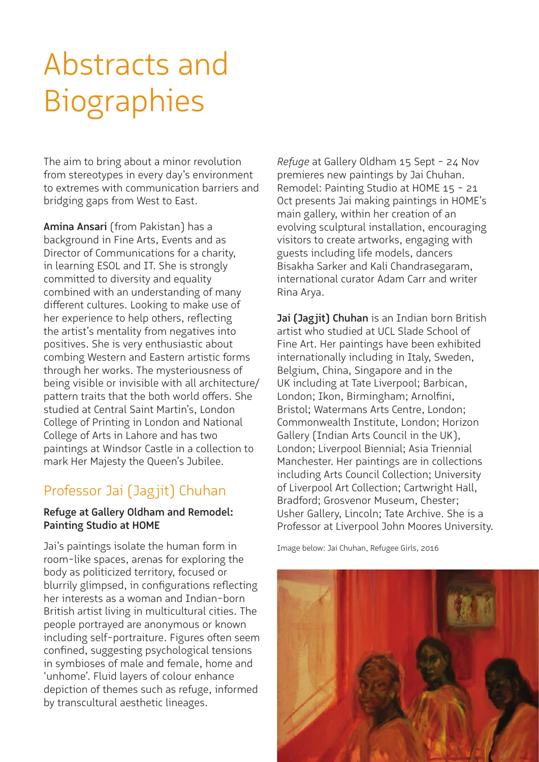# Abstracts and Biographies

The aim to bring about a minor revolution from stereotypes in every day's environment to extremes with communication barriers and bridging gaps from West to East.

**Amina Ansari** (from Pakistan) has a background in Fine Arts, Events and as Director of Communications for a charity, in learning ESOL and IT. She is strongly committed to diversity and equality combined with an understanding of many different cultures. Looking to make use of her experience to help others, reflecting the artist's mentality from negatives into positives. She is very enthusiastic about combing Western and Eastern artistic forms through her works. The mysteriousness of being visible or invisible with all architecture/pattern traits that the both world offers. She studied at Central Saint Martin's, London College of Printing in London and National College of Arts in Lahore and has two paintings at Windsor Castle in a collection to mark Her Majesty the Queen's Jubilee.

## Professor Jai (Jagjit) Chuhan

### Refuge at Gallery Oldham and Remodel: Painting Studio at HOME

Jai's paintings isolate the human form in room-like spaces, arenas for exploring the body as politicized territory, focused or blurrily glimpsed, in configurations reflecting her interests as a woman and Indian-born British artist living in multicultural cities. The people portrayed are anonymous or known including self-portraiture. Figures often seem confined, suggesting psychological tensions in symbioses of male and female, home and 'unhome'. Fluid layers of colour enhance depiction of themes such as refuge, informed by transcultural aesthetic lineages.

*Refuge* at Gallery Oldham 15 Sept - 24 Nov premieres new paintings by Jai Chuhan. Remodel: Painting Studio at HOME 15 - 21 Oct presents Jai making paintings in HOME's main gallery, within her creation of an evolving sculptural installation, encouraging visitors to create artworks, engaging with guests including life models, dancers Bisakha Sarker and Kali Chandrasegaram, international curator Adam Carr and writer Rina Arya.

**Jai (Jagjit) Chuhan** is an Indian born British artist who studied at UCL Slade School of Fine Art. Her paintings have been exhibited internationally including in Italy, Sweden, Belgium, China, Singapore and in the UK including at Tate Liverpool; Barbican, London; Ikon, Birmingham; Arnolfini, Bristol; Watermans Arts Centre, London; Commonwealth Institute, London; Horizon Gallery (Indian Arts Council in the UK), London; Liverpool Biennial; Asia Triennial Manchester. Her paintings are in collections including Arts Council Collection; University of Liverpool Art Collection; Cartwright Hall, Bradford; Grosvenor Museum, Chester; Usher Gallery, Lincoln; Tate Archive. She is a Professor at Liverpool John Moores University.

Image below: Jai Chuhan, Refugee Girls, 2016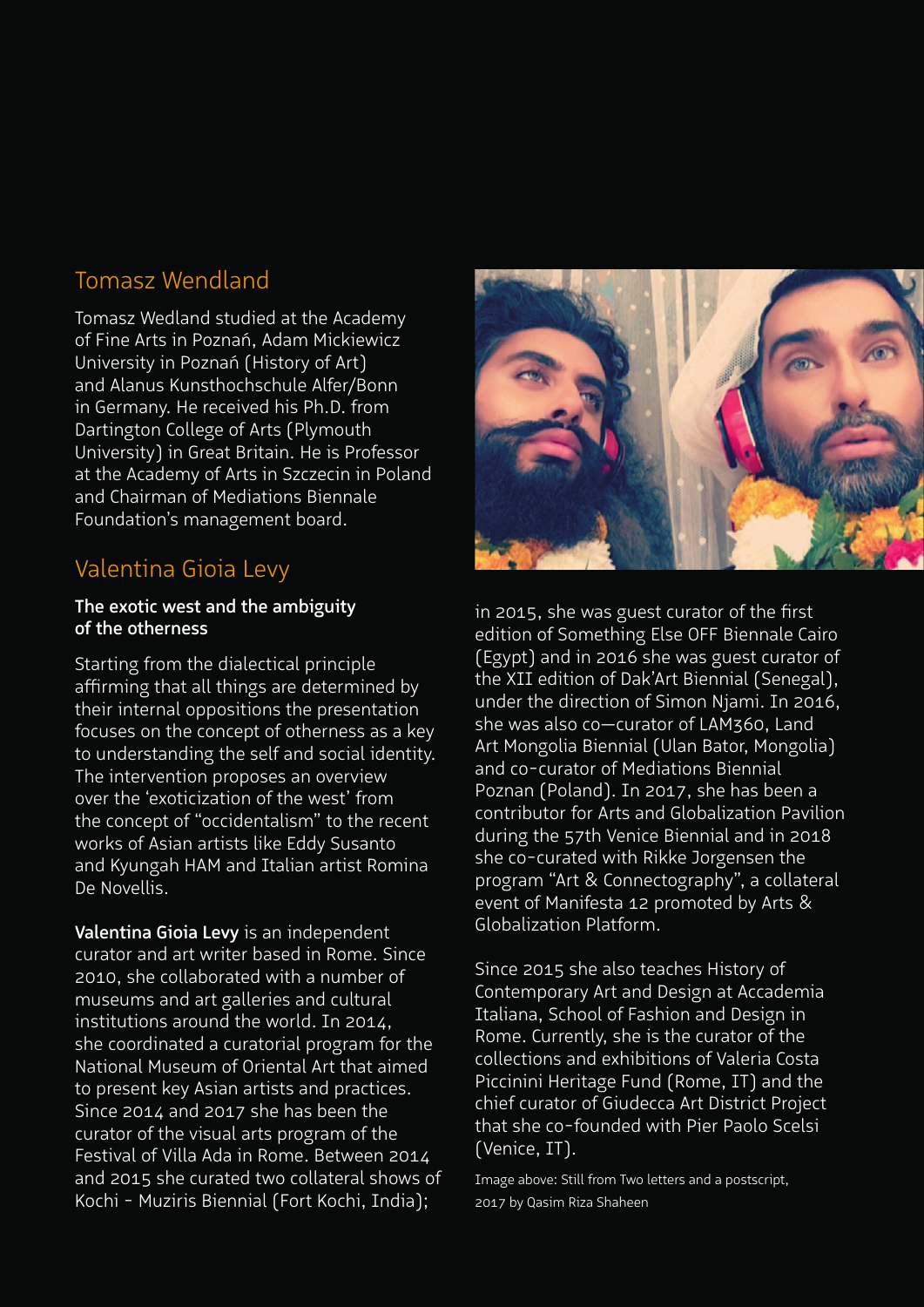## Tomasz Wendland

Tomasz Wedland studied at the Academy of Fine Arts in Poznań, Adam Mickiewicz University in Poznań (History of Art) and Alanus Kunsthochschule Alfer/Bonn in Germany. He received his Ph.D. from Dartington College of Arts (Plymouth University) in Great Britain. He is Professor at the Academy of Arts in Szczecin in Poland and Chairman of Mediations Biennale Foundation's management board.

## Valentina Gioia Levy

### The exotic west and the ambiguity of the otherness

Starting from the dialectical principle affirming that all things are determined by their internal oppositions the presentation focuses on the concept of otherness as a key to understanding the self and social identity. The intervention proposes an overview over the 'exoticization of the west' from the concept of "occidentalism" to the recent works of Asian artists like Eddy Susanto and Kyungah HAM and Italian artist Romina De Novellis.

**Valentina Gioia Levy** is an independent curator and art writer based in Rome. Since 2010, she collaborated with a number of museums and art galleries and cultural institutions around the world. In 2014, she coordinated a curatorial program for the National Museum of Oriental Art that aimed to present key Asian artists and practices. Since 2014 and 2017 she has been the curator of the visual arts program of the Festival of Villa Ada in Rome. Between 2014 and 2015 she curated two collateral shows of Kochi - Muziris Biennial (Fort Kochi, India); in 2015, she was guest curator of the first edition of Something Else OFF Biennale Cairo (Egypt) and in 2016 she was guest curator of the XII edition of Dak'Art Biennial (Senegal), under the direction of Simon Njami. In 2016, she was also co—curator of LAM360, Land Art Mongolia Biennial (Ulan Bator, Mongolia) and co-curator of Mediations Biennial Poznan (Poland). In 2017, she has been a contributor for Arts and Globalization Pavilion during the 57th Venice Biennial and in 2018 she co-curated with Rikke Jorgensen the program "Art & Connectography", a collateral event of Manifesta 12 promoted by Arts & Globalization Platform.

Since 2015 she also teaches History of Contemporary Art and Design at Accademia Italiana, School of Fashion and Design in Rome. Currently, she is the curator of the collections and exhibitions of Valeria Costa Piccinini Heritage Fund (Rome, IT) and the chief curator of Giudecca Art District Project that she co-founded with Pier Paolo Scelsi (Venice, IT).

Image above: Still from Two letters and a postscript, 2017 by Qasim Riza Shaheen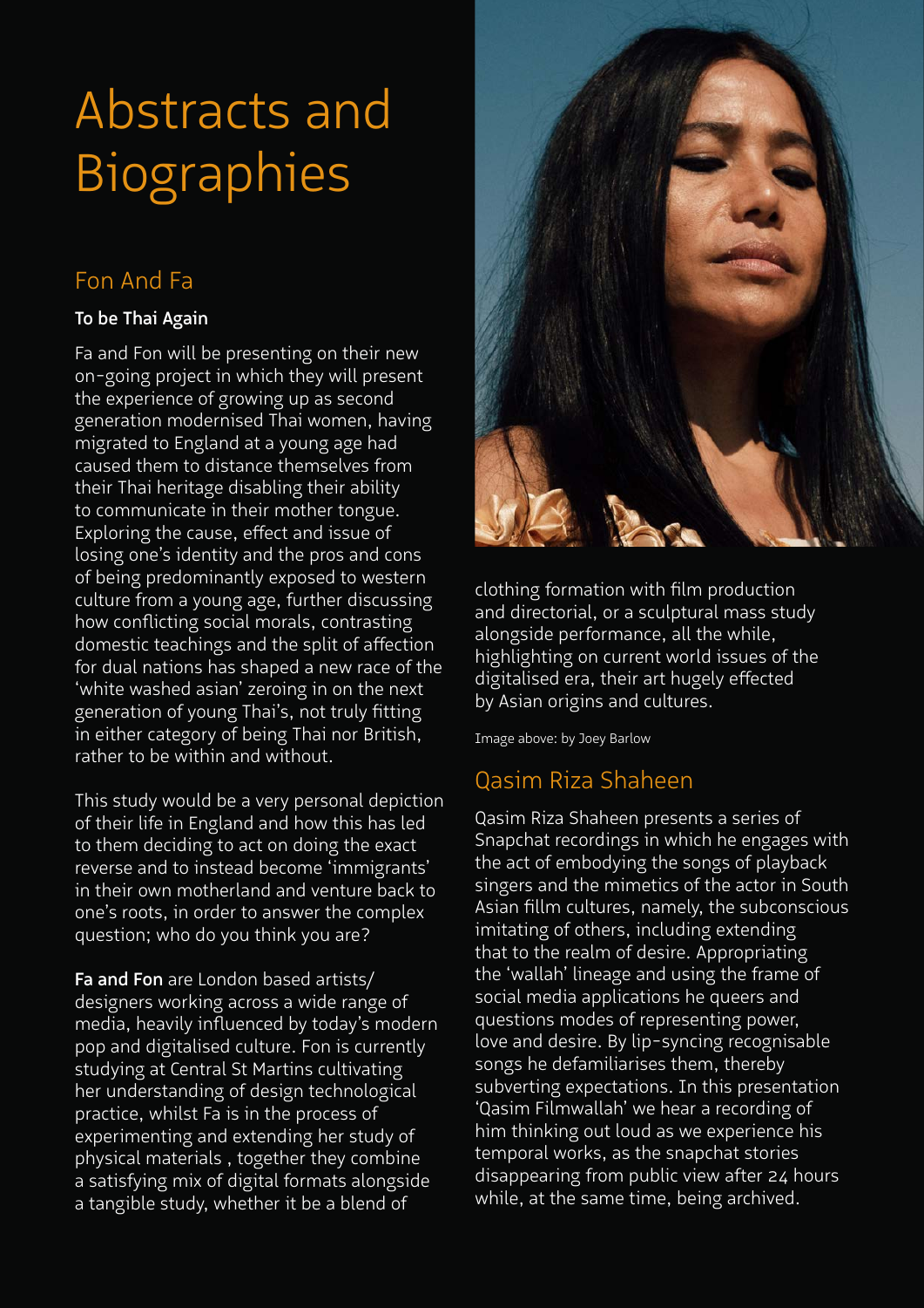# Abstracts and Biographies

## Fon And Fa

**To be Thai Again**

Fa and Fon will be presenting on their new on-going project in which they will present the experience of growing up as second generation modernised Thai women, having migrated to England at a young age had caused them to distance themselves from their Thai heritage disabling their ability to communicate in their mother tongue. Exploring the cause, effect and issue of losing one's identity and the pros and cons of being predominantly exposed to western culture from a young age, further discussing how conflicting social morals, contrasting domestic teachings and the split of affection for dual nations has shaped a new race of the 'white washed asian' zeroing in on the next generation of young Thai's, not truly fitting in either category of being Thai nor British, rather to be within and without.

This study would be a very personal depiction of their life in England and how this has led to them deciding to act on doing the exact reverse and to instead become 'immigrants' in their own motherland and venture back to one's roots, in order to answer the complex question; who do you think you are?

**Fa and Fon** are London based artists/ designers working across a wide range of media, heavily influenced by today's modern pop and digitalised culture. Fon is currently studying at Central St Martins cultivating her understanding of design technological practice, whilst Fa is in the process of experimenting and extending her study of physical materials , together they combine a satisfying mix of digital formats alongside a tangible study, whether it be a blend of clothing formation with film production and directorial, or a sculptural mass study alongside performance, all the while, highlighting on current world issues of the digitalised era, their art hugely effected by Asian origins and cultures.

Image above: by Joey Barlow

## Qasim Riza Shaheen

Qasim Riza Shaheen presents a series of Snapchat recordings in which he engages with the act of embodying the songs of playback singers and the mimetics of the actor in South Asian fillm cultures, namely, the subconscious imitating of others, including extending that to the realm of desire. Appropriating the 'wallah' lineage and using the frame of social media applications he queers and questions modes of representing power, love and desire. By lip-syncing recognisable songs he defamiliarises them, thereby subverting expectations. In this presentation 'Qasim Filmwallah' we hear a recording of him thinking out loud as we experience his temporal works, as the snapchat stories disappearing from public view after 24 hours while, at the same time, being archived.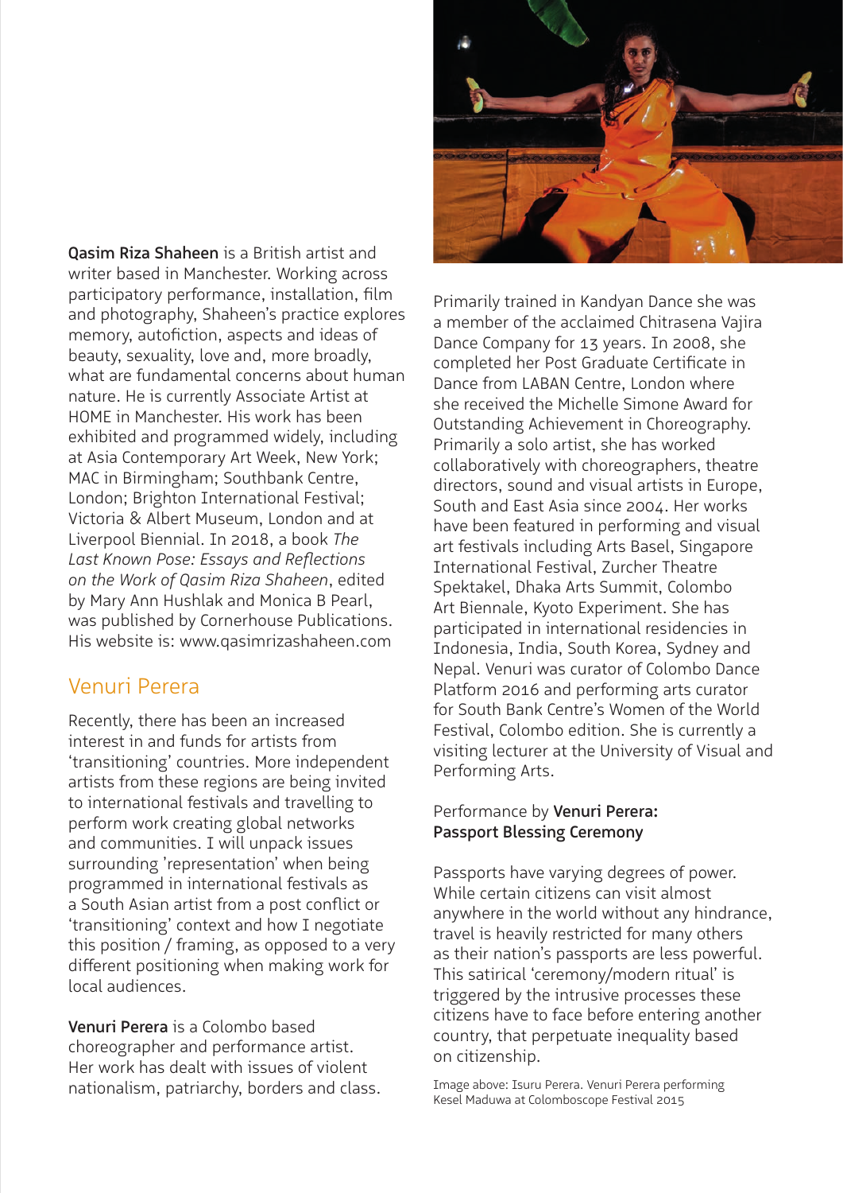**Qasim Riza Shaheen** is a British artist and writer based in Manchester. Working across participatory performance, installation, film and photography, Shaheen's practice explores memory, autofiction, aspects and ideas of beauty, sexuality, love and, more broadly, what are fundamental concerns about human nature. He is currently Associate Artist at HOME in Manchester. His work has been exhibited and programmed widely, including at Asia Contemporary Art Week, New York; MAC in Birmingham; Southbank Centre, London; Brighton International Festival; Victoria & Albert Museum, London and at Liverpool Biennial. In 2018, a book *The Last Known Pose: Essays and Reflections on the Work of Qasim Riza Shaheen*, edited by Mary Ann Hushlak and Monica B Pearl, was published by Cornerhouse Publications. His website is: www.qasimrizashaheen.com

## Venuri Perera

Recently, there has been an increased interest in and funds for artists from 'transitioning' countries. More independent artists from these regions are being invited to international festivals and travelling to perform work creating global networks and communities. I will unpack issues surrounding 'representation' when being programmed in international festivals as a South Asian artist from a post conflict or 'transitioning' context and how I negotiate this position / framing, as opposed to a very different positioning when making work for local audiences.

**Venuri Perera** is a Colombo based choreographer and performance artist. Her work has dealt with issues of violent nationalism, patriarchy, borders and class. Primarily trained in Kandyan Dance she was a member of the acclaimed Chitrasena Vajira Dance Company for 13 years. In 2008, she completed her Post Graduate Certificate in Dance from LABAN Centre, London where she received the Michelle Simone Award for Outstanding Achievement in Choreography. Primarily a solo artist, she has worked collaboratively with choreographers, theatre directors, sound and visual artists in Europe, South and East Asia since 2004. Her works have been featured in performing and visual art festivals including Arts Basel, Singapore International Festival, Zurcher Theatre Spektakel, Dhaka Arts Summit, Colombo Art Biennale, Kyoto Experiment. She has participated in international residencies in Indonesia, India, South Korea, Sydney and Nepal. Venuri was curator of Colombo Dance Platform 2016 and performing arts curator for South Bank Centre's Women of the World Festival, Colombo edition. She is currently a visiting lecturer at the University of Visual and Performing Arts.

Performance by **Venuri Perera: Passport Blessing Ceremony**

Passports have varying degrees of power. While certain citizens can visit almost anywhere in the world without any hindrance, travel is heavily restricted for many others as their nation's passports are less powerful. This satirical 'ceremony/modern ritual' is triggered by the intrusive processes these citizens have to face before entering another country, that perpetuate inequality based on citizenship.

Image above: Isuru Perera. Venuri Perera performing Kesel Maduwa at Colomboscope Festival 2015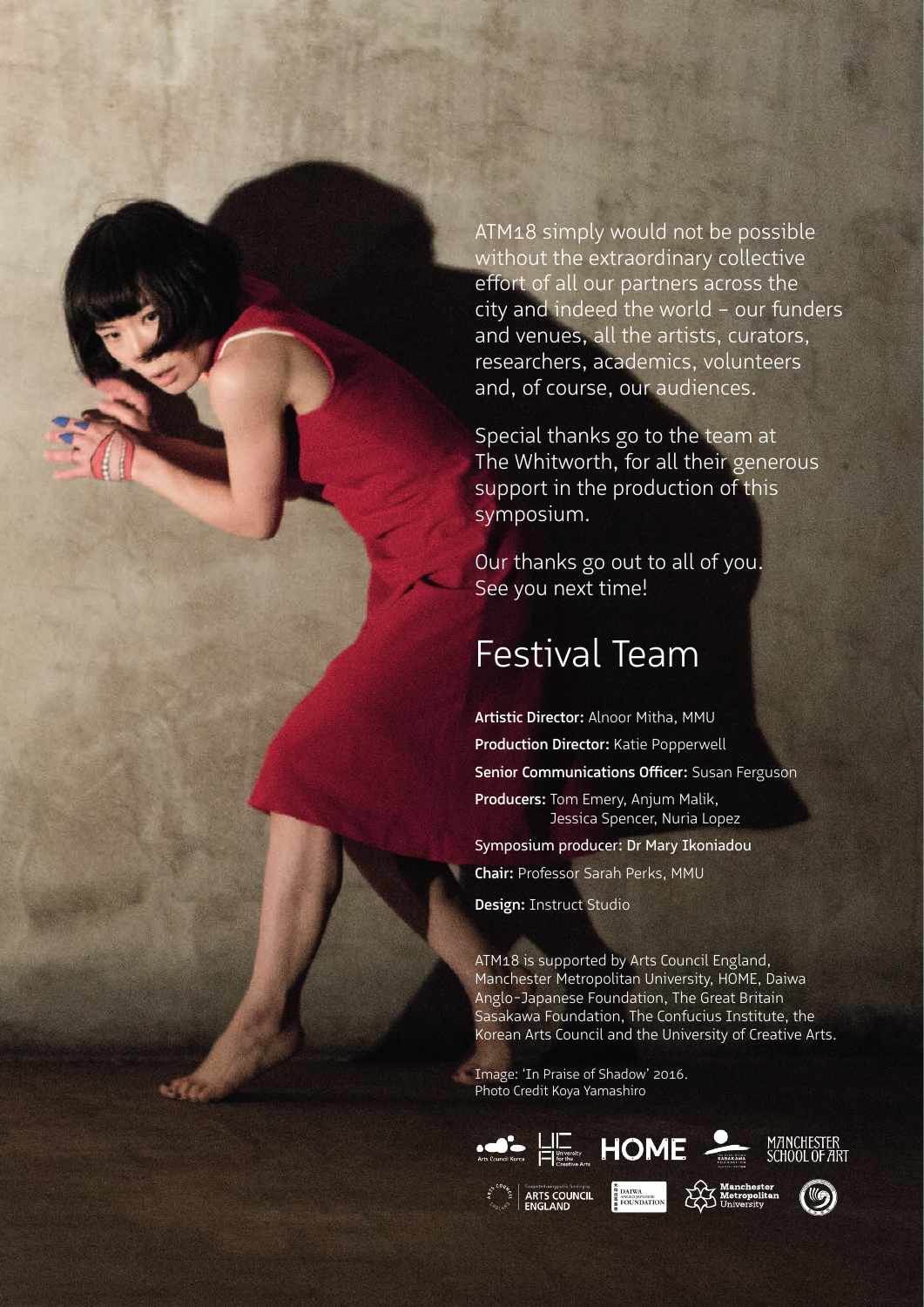ATM18 simply would not be possible without the extraordinary collective effort of all our partners across the city and indeed the world – our funders and venues, all the artists, curators, researchers, academics, volunteers and, of course, our audiences.

Special thanks go to the team at The Whitworth, for all their generous support in the production of this symposium.

Our thanks go out to all of you. See you next time!

# Festival Team

**Artistic Director:** Alnoor Mitha, MMU

**Production Director:** Katie Popperwell

**Senior Communications Officer:** Susan Ferguson

**Producers:** Tom Emery, Anjum Malik, Jessica Spencer, Nuria Lopez

**Symposium producer:** Dr Mary Ikoniadou

**Chair:** Professor Sarah Perks, MMU

**Design:** Instruct Studio

ATM18 is supported by Arts Council England, Manchester Metropolitan University, HOME, Daiwa Anglo-Japanese Foundation, The Great Britain Sasakawa Foundation, The Confucius Institute, the Korean Arts Council and the University of Creative Arts.

Image: 'In Praise of Shadow' 2016.
Photo Credit Koya Yamashiro